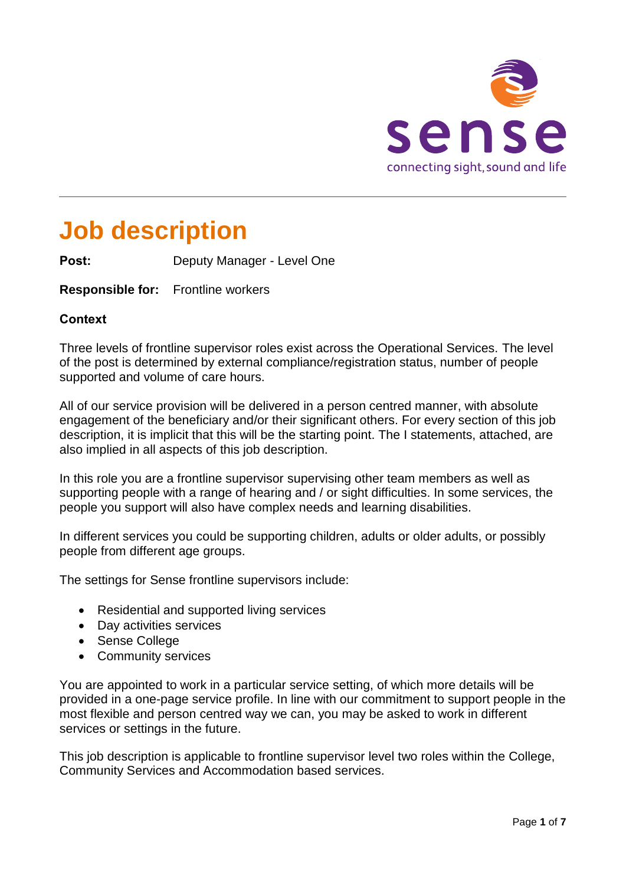sense

connecting sight, sound and life

# Job description

**Post:** Deputy Manager - Level One

**Responsible for:** Frontline workers

**Context**

Three levels of frontline supervisor roles exist across the Operational Services. The level of the post is determined by external compliance/registration status, number of people supported and volume of care hours.

All of our service provision will be delivered in a person centred manner, with absolute engagement of the beneficiary and/or their significant others. For every section of this job description, it is implicit that this will be the starting point. The I statements, attached, are also implied in all aspects of this job description.

In this role you are a frontline supervisor supervising other team members as well as supporting people with a range of hearing and / or sight difficulties. In some services, the people you support will also have complex needs and learning disabilities.

In different services you could be supporting children, adults or older adults, or possibly people from different age groups.

The settings for Sense frontline supervisors include:

- Residential and supported living services
- Day activities services
- Sense College
- Community services

You are appointed to work in a particular service setting, of which more details will be provided in a one-page service profile. In line with our commitment to support people in the most flexible and person centred way we can, you may be asked to work in different services or settings in the future.

This job description is applicable to frontline supervisor level two roles within the College, Community Services and Accommodation based services.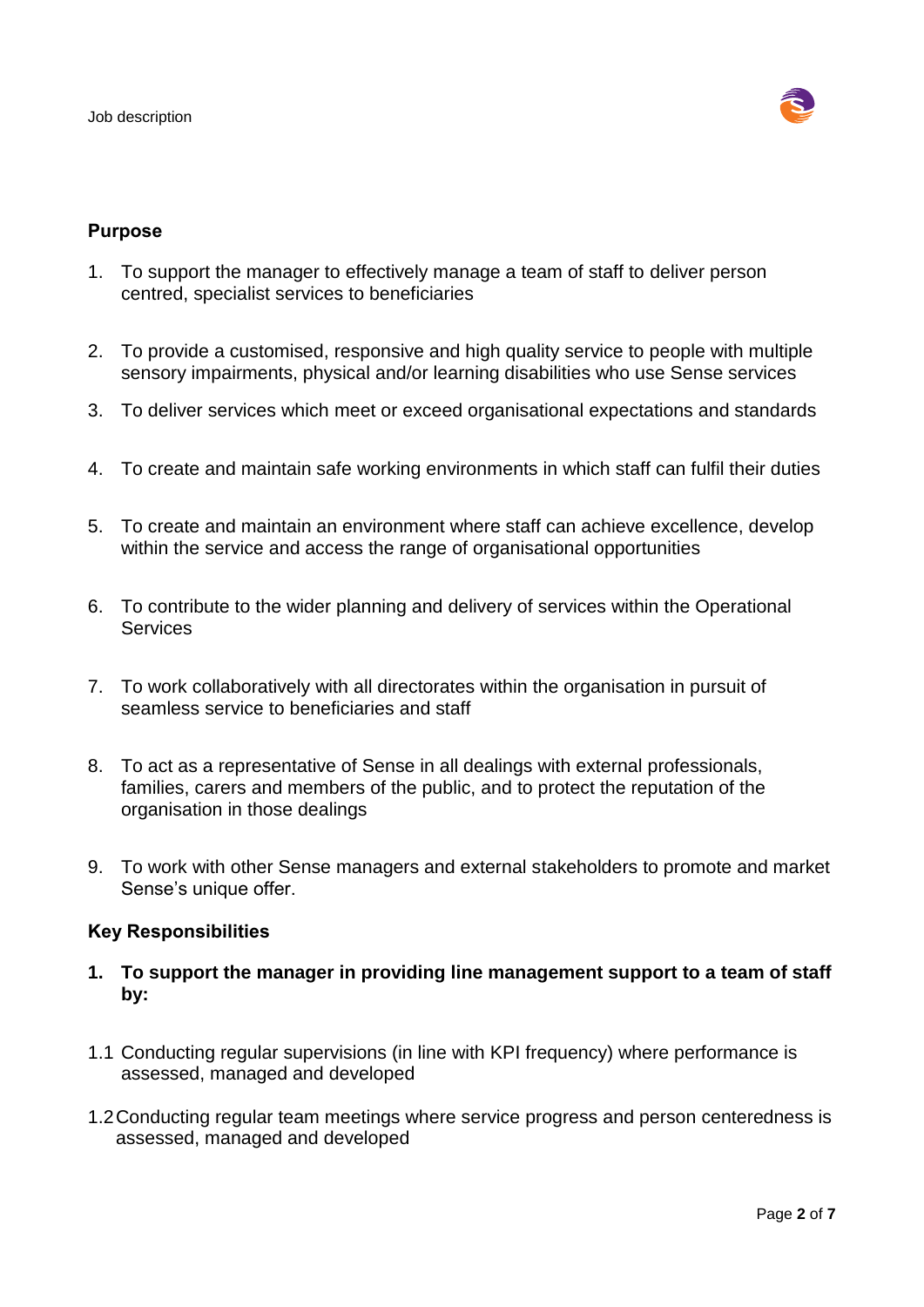## Purpose

1. To support the manager to effectively manage a team of staff to deliver person centred, specialist services to beneficiaries

2. To provide a customised, responsive and high quality service to people with multiple sensory impairments, physical and/or learning disabilities who use Sense services

3. To deliver services which meet or exceed organisational expectations and standards

4. To create and maintain safe working environments in which staff can fulfil their duties

5. To create and maintain an environment where staff can achieve excellence, develop within the service and access the range of organisational opportunities

6. To contribute to the wider planning and delivery of services within the Operational Services

7. To work collaboratively with all directorates within the organisation in pursuit of seamless service to beneficiaries and staff

8. To act as a representative of Sense in all dealings with external professionals, families, carers and members of the public, and to protect the reputation of the organisation in those dealings

9. To work with other Sense managers and external stakeholders to promote and market Sense's unique offer.

## Key Responsibilities

**1. To support the manager in providing line management support to a team of staff by:**

1.1 Conducting regular supervisions (in line with KPI frequency) where performance is assessed, managed and developed

1.2 Conducting regular team meetings where service progress and person centeredness is assessed, managed and developed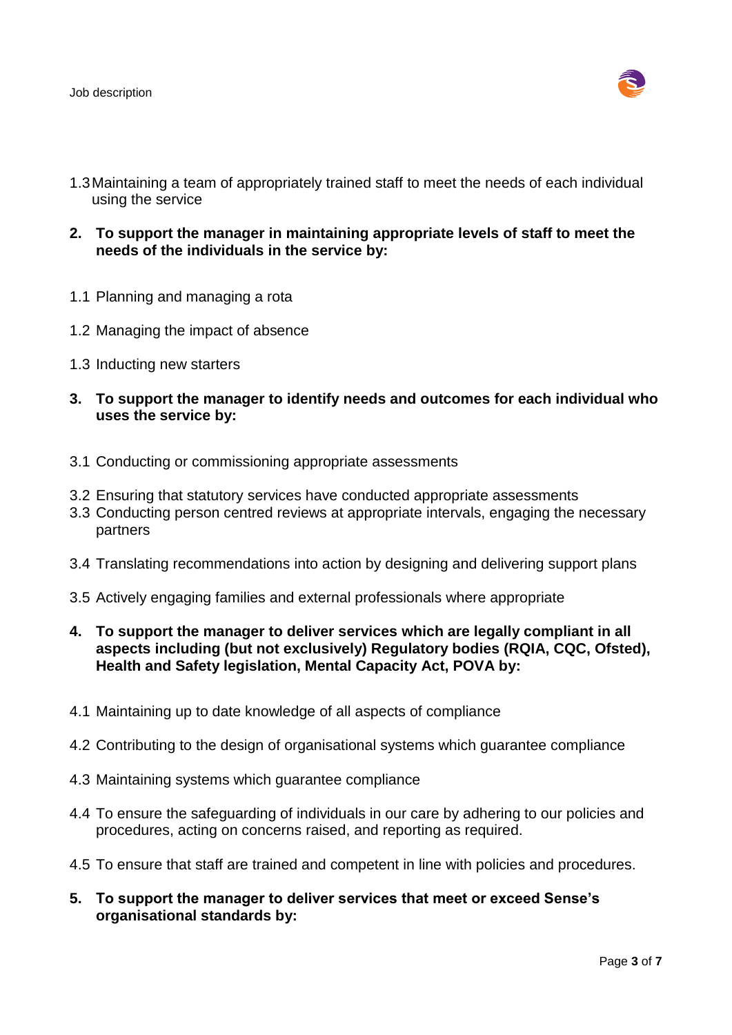1.3 Maintaining a team of appropriately trained staff to meet the needs of each individual using the service

**2. To support the manager in maintaining appropriate levels of staff to meet the needs of the individuals in the service by:**

1.1 Planning and managing a rota

1.2 Managing the impact of absence

1.3 Inducting new starters

**3. To support the manager to identify needs and outcomes for each individual who uses the service by:**

3.1 Conducting or commissioning appropriate assessments

3.2 Ensuring that statutory services have conducted appropriate assessments

3.3 Conducting person centred reviews at appropriate intervals, engaging the necessary partners

3.4 Translating recommendations into action by designing and delivering support plans

3.5 Actively engaging families and external professionals where appropriate

**4. To support the manager to deliver services which are legally compliant in all aspects including (but not exclusively) Regulatory bodies (RQIA, CQC, Ofsted), Health and Safety legislation, Mental Capacity Act, POVA by:**

4.1 Maintaining up to date knowledge of all aspects of compliance

4.2 Contributing to the design of organisational systems which guarantee compliance

4.3 Maintaining systems which guarantee compliance

4.4 To ensure the safeguarding of individuals in our care by adhering to our policies and procedures, acting on concerns raised, and reporting as required.

4.5 To ensure that staff are trained and competent in line with policies and procedures.

**5. To support the manager to deliver services that meet or exceed Sense's organisational standards by:**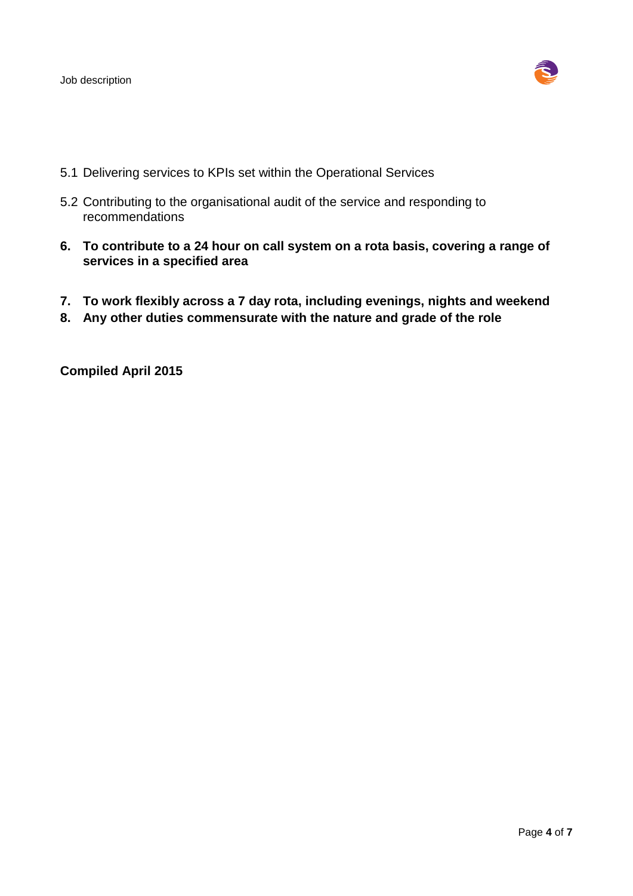5.1 Delivering services to KPIs set within the Operational Services

5.2 Contributing to the organisational audit of the service and responding to recommendations

**6. To contribute to a 24 hour on call system on a rota basis, covering a range of services in a specified area**

**7. To work flexibly across a 7 day rota, including evenings, nights and weekend**

**8. Any other duties commensurate with the nature and grade of the role**

**Compiled April 2015**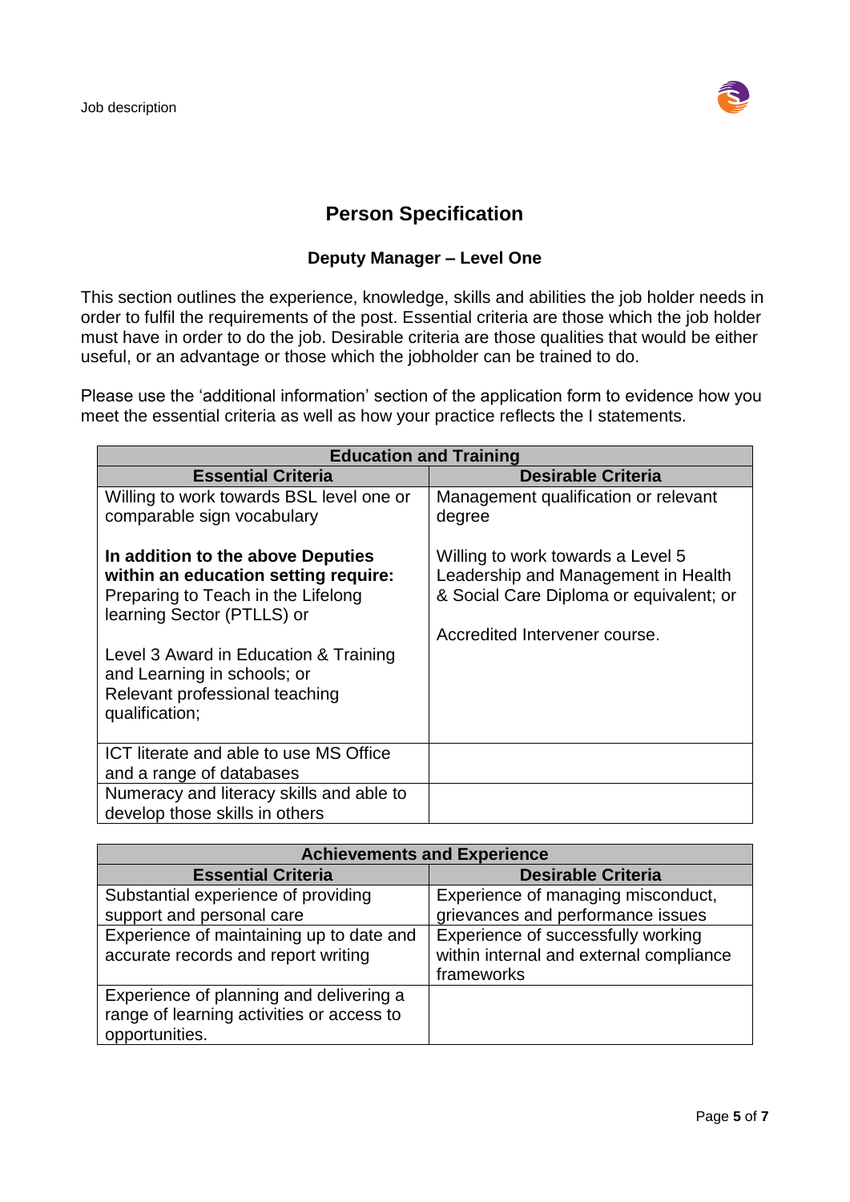# Person Specification

### Deputy Manager – Level One

This section outlines the experience, knowledge, skills and abilities the job holder needs in order to fulfil the requirements of the post. Essential criteria are those which the job holder must have in order to do the job. Desirable criteria are those qualities that would be either useful, or an advantage or those which the jobholder can be trained to do.

Please use the 'additional information' section of the application form to evidence how you meet the essential criteria as well as how your practice reflects the I statements.

| Education and Training | |
|---|---|
| **Essential Criteria** | **Desirable Criteria** |
| Willing to work towards BSL level one or comparable sign vocabulary<br><br>**In addition to the above Deputies within an education setting require:**<br>Preparing to Teach in the Lifelong learning Sector (PTLLS) or<br><br>Level 3 Award in Education & Training and Learning in schools; or<br>Relevant professional teaching qualification; | Management qualification or relevant degree<br><br>Willing to work towards a Level 5 Leadership and Management in Health & Social Care Diploma or equivalent; or<br><br>Accredited Intervener course. |
| ICT literate and able to use MS Office and a range of databases | |
| Numeracy and literacy skills and able to develop those skills in others | |

| Achievements and Experience | |
|---|---|
| **Essential Criteria** | **Desirable Criteria** |
| Substantial experience of providing support and personal care | Experience of managing misconduct, grievances and performance issues |
| Experience of maintaining up to date and accurate records and report writing | Experience of successfully working within internal and external compliance frameworks |
| Experience of planning and delivering a range of learning activities or access to opportunities. | |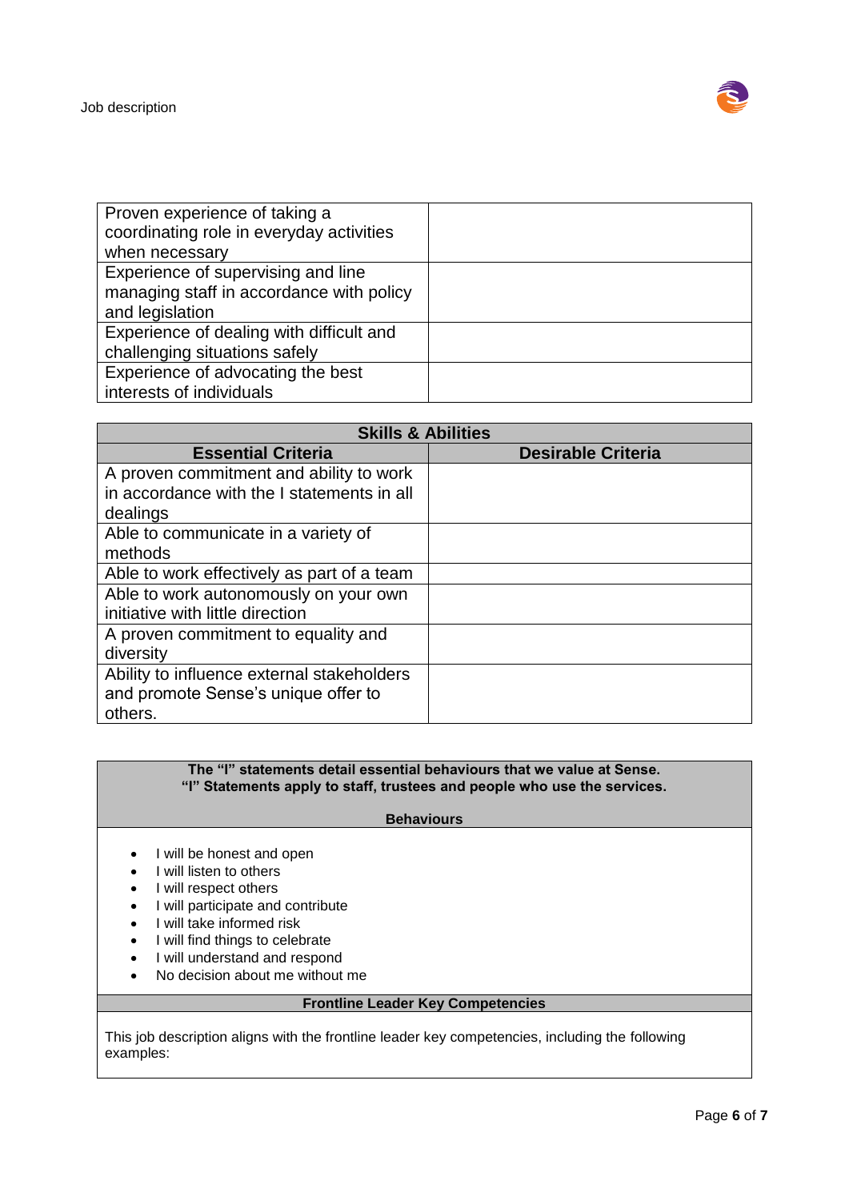| | |
|---|---|
| Proven experience of taking a coordinating role in everyday activities when necessary | |
| Experience of supervising and line managing staff in accordance with policy and legislation | |
| Experience of dealing with difficult and challenging situations safely | |
| Experience of advocating the best interests of individuals | |

| Skills & Abilities | |
|---|---|
| **Essential Criteria** | **Desirable Criteria** |
| A proven commitment and ability to work in accordance with the I statements in all dealings | |
| Able to communicate in a variety of methods | |
| Able to work effectively as part of a team | |
| Able to work autonomously on your own initiative with little direction | |
| A proven commitment to equality and diversity | |
| Ability to influence external stakeholders and promote Sense's unique offer to others. | |

**The "I" statements detail essential behaviours that we value at Sense.**
**"I" Statements apply to staff, trustees and people who use the services.**

**Behaviours**

- I will be honest and open
- I will listen to others
- I will respect others
- I will participate and contribute
- I will take informed risk
- I will find things to celebrate
- I will understand and respond
- No decision about me without me

**Frontline Leader Key Competencies**

This job description aligns with the frontline leader key competencies, including the following examples: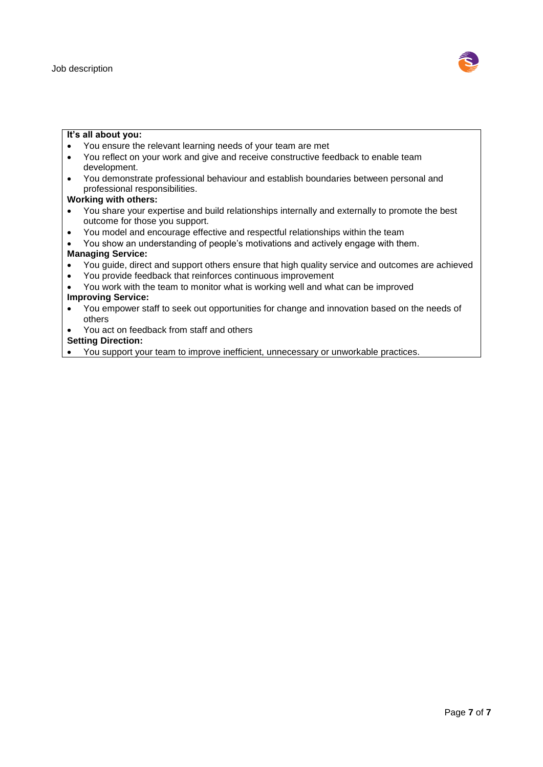**It's all about you:**

- You ensure the relevant learning needs of your team are met
- You reflect on your work and give and receive constructive feedback to enable team development.
- You demonstrate professional behaviour and establish boundaries between personal and professional responsibilities.

**Working with others:**

- You share your expertise and build relationships internally and externally to promote the best outcome for those you support.
- You model and encourage effective and respectful relationships within the team
- You show an understanding of people's motivations and actively engage with them.

**Managing Service:**

- You guide, direct and support others ensure that high quality service and outcomes are achieved
- You provide feedback that reinforces continuous improvement
- You work with the team to monitor what is working well and what can be improved

**Improving Service:**

- You empower staff to seek out opportunities for change and innovation based on the needs of others
- You act on feedback from staff and others

**Setting Direction:**

- You support your team to improve inefficient, unnecessary or unworkable practices.